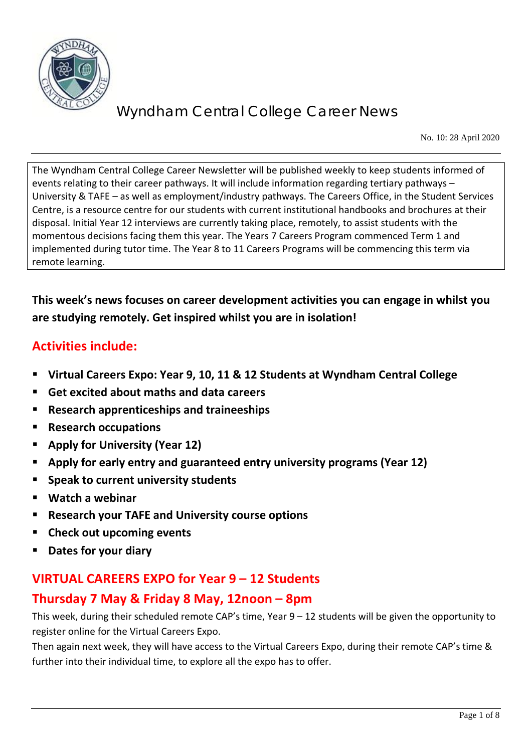# Wyndham Central College Career News

No. 10: 28 April 2020

The Wyndham Central College Career Newsletter will be published weekly to keep students informed of events relating to their career pathways. It will include information regarding tertiary pathways – University & TAFE – as well as employment/industry pathways. The Careers Office, in the Student Services Centre, is a resource centre for our students with current institutional handbooks and brochures at their disposal. Initial Year 12 interviews are currently taking place, remotely, to assist students with the momentous decisions facing them this year. The Years 7 Careers Program commenced Term 1 and implemented during tutor time. The Year 8 to 11 Careers Programs will be commencing this term via remote learning.

**This week's news focuses on career development activities you can engage in whilst you are studying remotely. Get inspired whilst you are in isolation!**

## Activities include:

- **Virtual Careers Expo: Year 9, 10, 11 & 12 Students at Wyndham Central College**
- **Get excited about maths and data careers**
- **Research apprenticeships and traineeships**
- **Research occupations**
- **Apply for University (Year 12)**
- **Apply for early entry and guaranteed entry university programs (Year 12)**
- **Speak to current university students**
- **Watch a webinar**
- **Research your TAFE and University course options**
- **Check out upcoming events**
- **Dates for your diary**

## VIRTUAL CAREERS EXPO for Year 9 – 12 Students

## Thursday 7 May & Friday 8 May, 12noon – 8pm

This week, during their scheduled remote CAP's time, Year 9 – 12 students will be given the opportunity to register online for the Virtual Careers Expo.

Then again next week, they will have access to the Virtual Careers Expo, during their remote CAP's time & further into their individual time, to explore all the expo has to offer.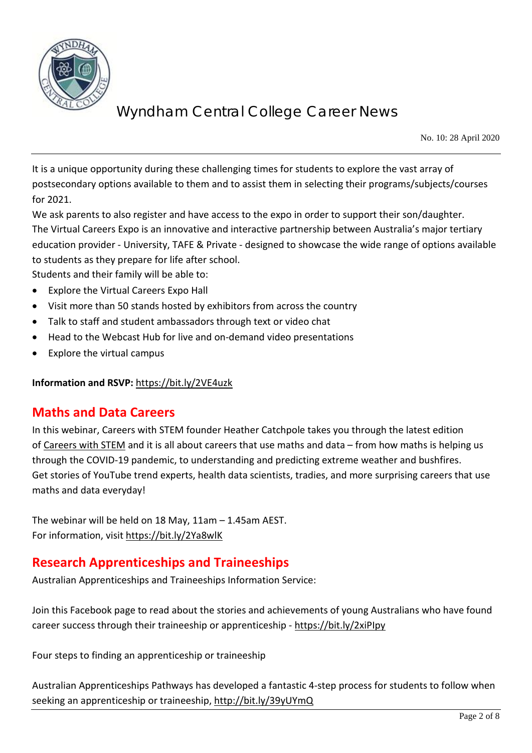It is a unique opportunity during these challenging times for students to explore the vast array of postsecondary options available to them and to assist them in selecting their programs/subjects/courses for 2021.

We ask parents to also register and have access to the expo in order to support their son/daughter.

The Virtual Careers Expo is an innovative and interactive partnership between Australia's major tertiary education provider - University, TAFE & Private - designed to showcase the wide range of options available to students as they prepare for life after school.

Students and their family will be able to:

- Explore the Virtual Careers Expo Hall
- Visit more than 50 stands hosted by exhibitors from across the country
- Talk to staff and student ambassadors through text or video chat
- Head to the Webcast Hub for live and on-demand video presentations
- Explore the virtual campus

**Information and RSVP:** https://bit.ly/2VE4uzk

## Maths and Data Careers

In this webinar, Careers with STEM founder Heather Catchpole takes you through the latest edition of Careers with STEM and it is all about careers that use maths and data – from how maths is helping us through the COVID-19 pandemic, to understanding and predicting extreme weather and bushfires. Get stories of YouTube trend experts, health data scientists, tradies, and more surprising careers that use maths and data everyday!

The webinar will be held on 18 May, 11am – 1.45am AEST.
For information, visit https://bit.ly/2Ya8wlK

## Research Apprenticeships and Traineeships

Australian Apprenticeships and Traineeships Information Service:

Join this Facebook page to read about the stories and achievements of young Australians who have found career success through their traineeship or apprenticeship - https://bit.ly/2xiPIpy

Four steps to finding an apprenticeship or traineeship

Australian Apprenticeships Pathways has developed a fantastic 4-step process for students to follow when seeking an apprenticeship or traineeship, http://bit.ly/39yUYmQ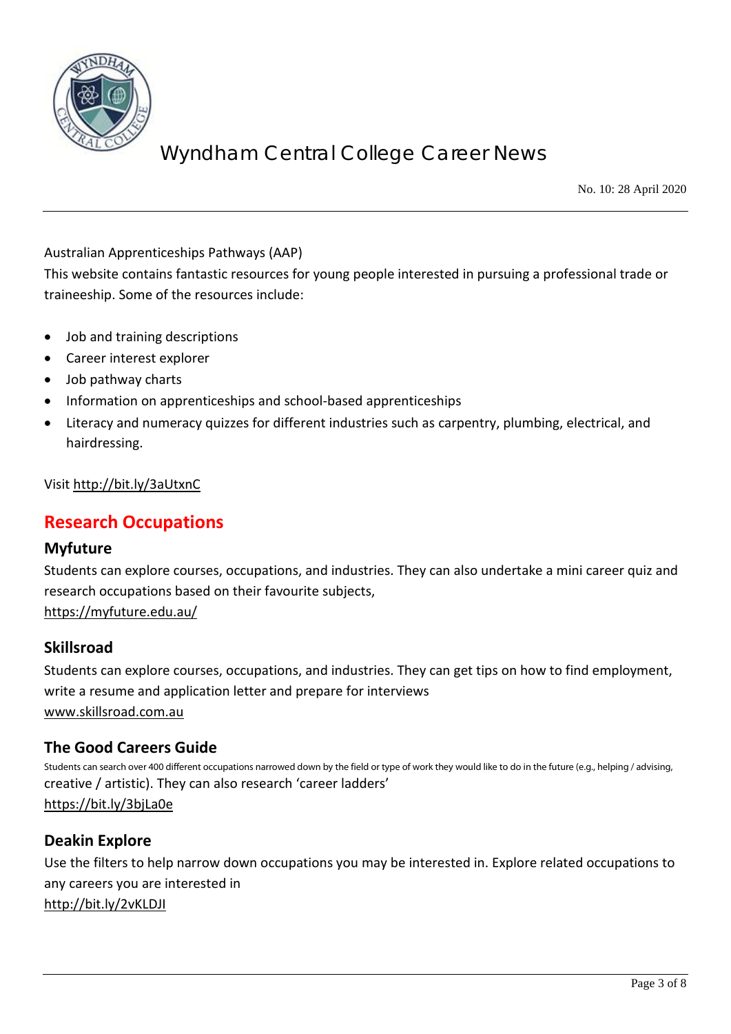Australian Apprenticeships Pathways (AAP)

This website contains fantastic resources for young people interested in pursuing a professional trade or traineeship. Some of the resources include:

- Job and training descriptions
- Career interest explorer
- Job pathway charts
- Information on apprenticeships and school-based apprenticeships
- Literacy and numeracy quizzes for different industries such as carpentry, plumbing, electrical, and hairdressing.

Visit http://bit.ly/3aUtxnC

## Research Occupations

### Myfuture

Students can explore courses, occupations, and industries. They can also undertake a mini career quiz and research occupations based on their favourite subjects,
https://myfuture.edu.au/

### Skillsroad

Students can explore courses, occupations, and industries. They can get tips on how to find employment, write a resume and application letter and prepare for interviews
www.skillsroad.com.au

### The Good Careers Guide

Students can search over 400 different occupations narrowed down by the field or type of work they would like to do in the future (e.g., helping / advising, creative / artistic). They can also research 'career ladders'
https://bit.ly/3bjLa0e

### Deakin Explore

Use the filters to help narrow down occupations you may be interested in. Explore related occupations to any careers you are interested in
http://bit.ly/2vKLDJI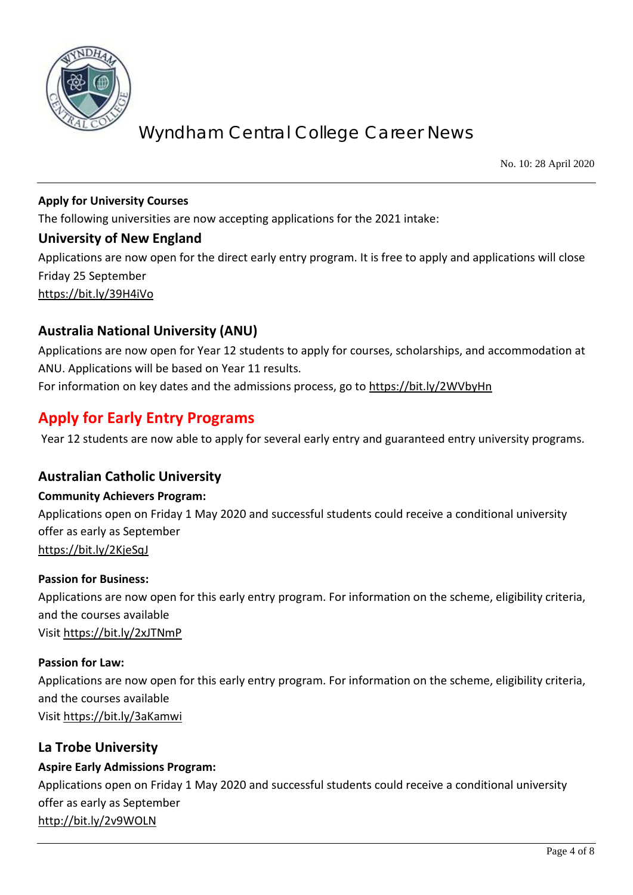**Apply for University Courses**

The following universities are now accepting applications for the 2021 intake:

### University of New England

Applications are now open for the direct early entry program. It is free to apply and applications will close Friday 25 September

https://bit.ly/39H4iVo

### Australia National University (ANU)

Applications are now open for Year 12 students to apply for courses, scholarships, and accommodation at ANU. Applications will be based on Year 11 results.

For information on key dates and the admissions process, go to https://bit.ly/2WVbyHn

## Apply for Early Entry Programs

Year 12 students are now able to apply for several early entry and guaranteed entry university programs.

### Australian Catholic University

**Community Achievers Program:**

Applications open on Friday 1 May 2020 and successful students could receive a conditional university offer as early as September

https://bit.ly/2KjeSqJ

**Passion for Business:**

Applications are now open for this early entry program. For information on the scheme, eligibility criteria, and the courses available

Visit https://bit.ly/2xJTNmP

**Passion for Law:**

Applications are now open for this early entry program. For information on the scheme, eligibility criteria, and the courses available

Visit https://bit.ly/3aKamwi

### La Trobe University

**Aspire Early Admissions Program:**

Applications open on Friday 1 May 2020 and successful students could receive a conditional university offer as early as September

http://bit.ly/2v9WOLN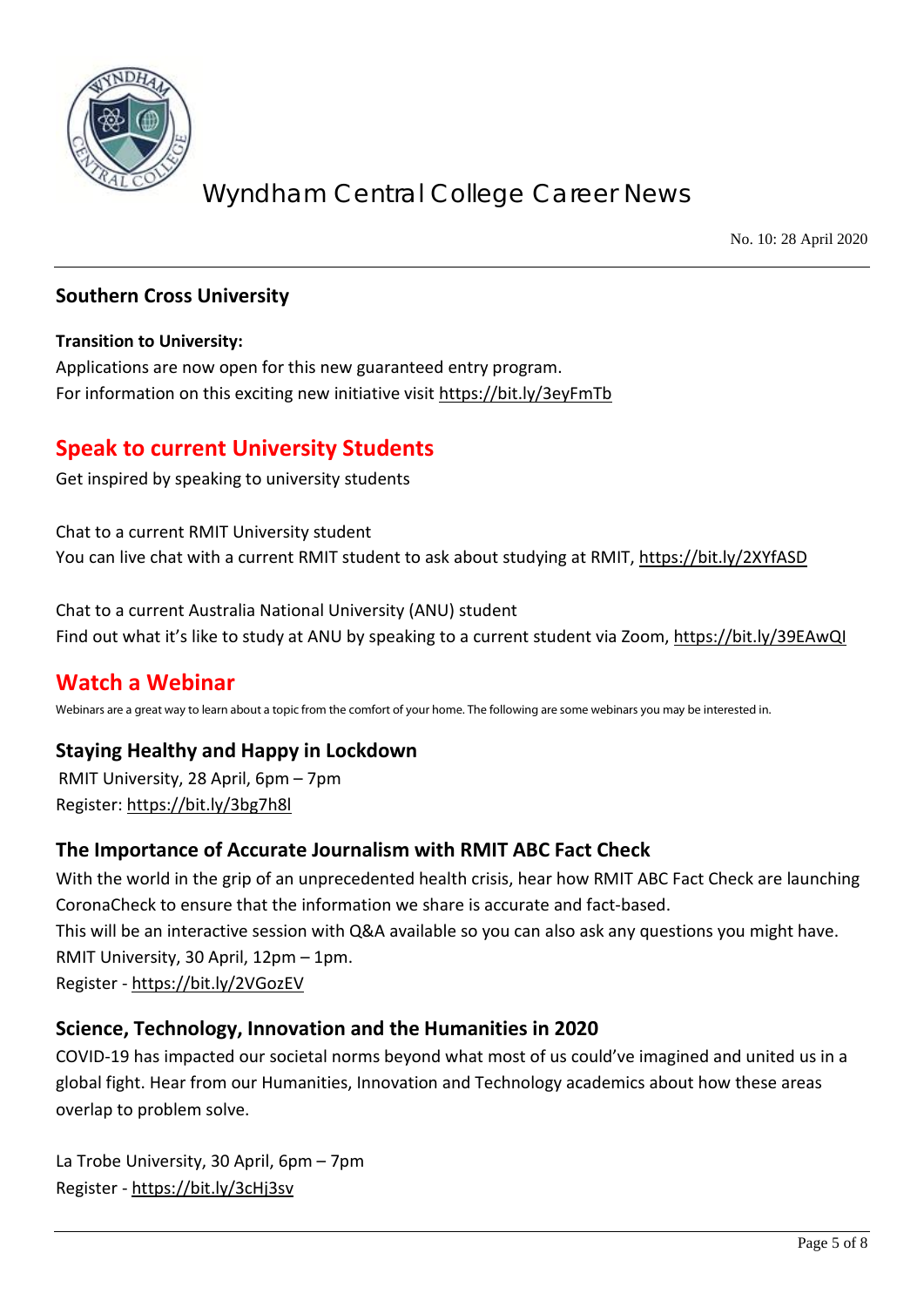## Southern Cross University

**Transition to University:**

Applications are now open for this new guaranteed entry program.
For information on this exciting new initiative visit https://bit.ly/3eyFmTb

## Speak to current University Students

Get inspired by speaking to university students

Chat to a current RMIT University student
You can live chat with a current RMIT student to ask about studying at RMIT, https://bit.ly/2XYfASD

Chat to a current Australia National University (ANU) student
Find out what it's like to study at ANU by speaking to a current student via Zoom, https://bit.ly/39EAwQI

## Watch a Webinar

Webinars are a great way to learn about a topic from the comfort of your home. The following are some webinars you may be interested in.

### Staying Healthy and Happy in Lockdown

RMIT University, 28 April, 6pm – 7pm
Register: https://bit.ly/3bg7h8l

### The Importance of Accurate Journalism with RMIT ABC Fact Check

With the world in the grip of an unprecedented health crisis, hear how RMIT ABC Fact Check are launching CoronaCheck to ensure that the information we share is accurate and fact-based.
This will be an interactive session with Q&A available so you can also ask any questions you might have.
RMIT University, 30 April, 12pm – 1pm.
Register - https://bit.ly/2VGozEV

### Science, Technology, Innovation and the Humanities in 2020

COVID-19 has impacted our societal norms beyond what most of us could've imagined and united us in a global fight. Hear from our Humanities, Innovation and Technology academics about how these areas overlap to problem solve.

La Trobe University, 30 April, 6pm – 7pm
Register - https://bit.ly/3cHj3sv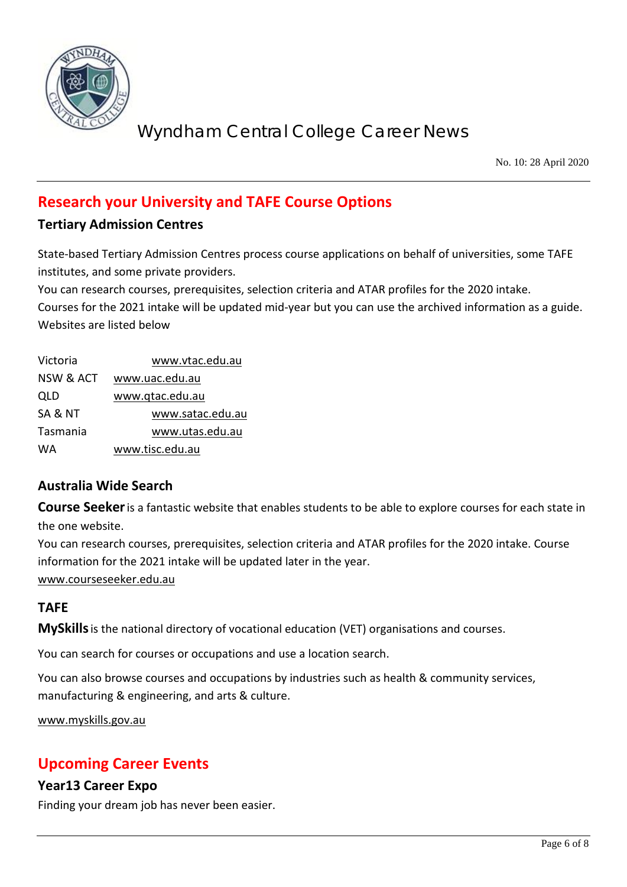## Research your University and TAFE Course Options

### Tertiary Admission Centres

State-based Tertiary Admission Centres process course applications on behalf of universities, some TAFE institutes, and some private providers.
You can research courses, prerequisites, selection criteria and ATAR profiles for the 2020 intake.
Courses for the 2021 intake will be updated mid-year but you can use the archived information as a guide.
Websites are listed below

| | |
|---|---|
| Victoria | www.vtac.edu.au |
| NSW & ACT | www.uac.edu.au |
| QLD | www.qtac.edu.au |
| SA & NT | www.satac.edu.au |
| Tasmania | www.utas.edu.au |
| WA | www.tisc.edu.au |

### Australia Wide Search

**Course Seeker** is a fantastic website that enables students to be able to explore courses for each state in the one website.
You can research courses, prerequisites, selection criteria and ATAR profiles for the 2020 intake. Course information for the 2021 intake will be updated later in the year.
www.courseseeker.edu.au

### TAFE

**MySkills** is the national directory of vocational education (VET) organisations and courses.

You can search for courses or occupations and use a location search.

You can also browse courses and occupations by industries such as health & community services, manufacturing & engineering, and arts & culture.

www.myskills.gov.au

## Upcoming Career Events

### Year13 Career Expo

Finding your dream job has never been easier.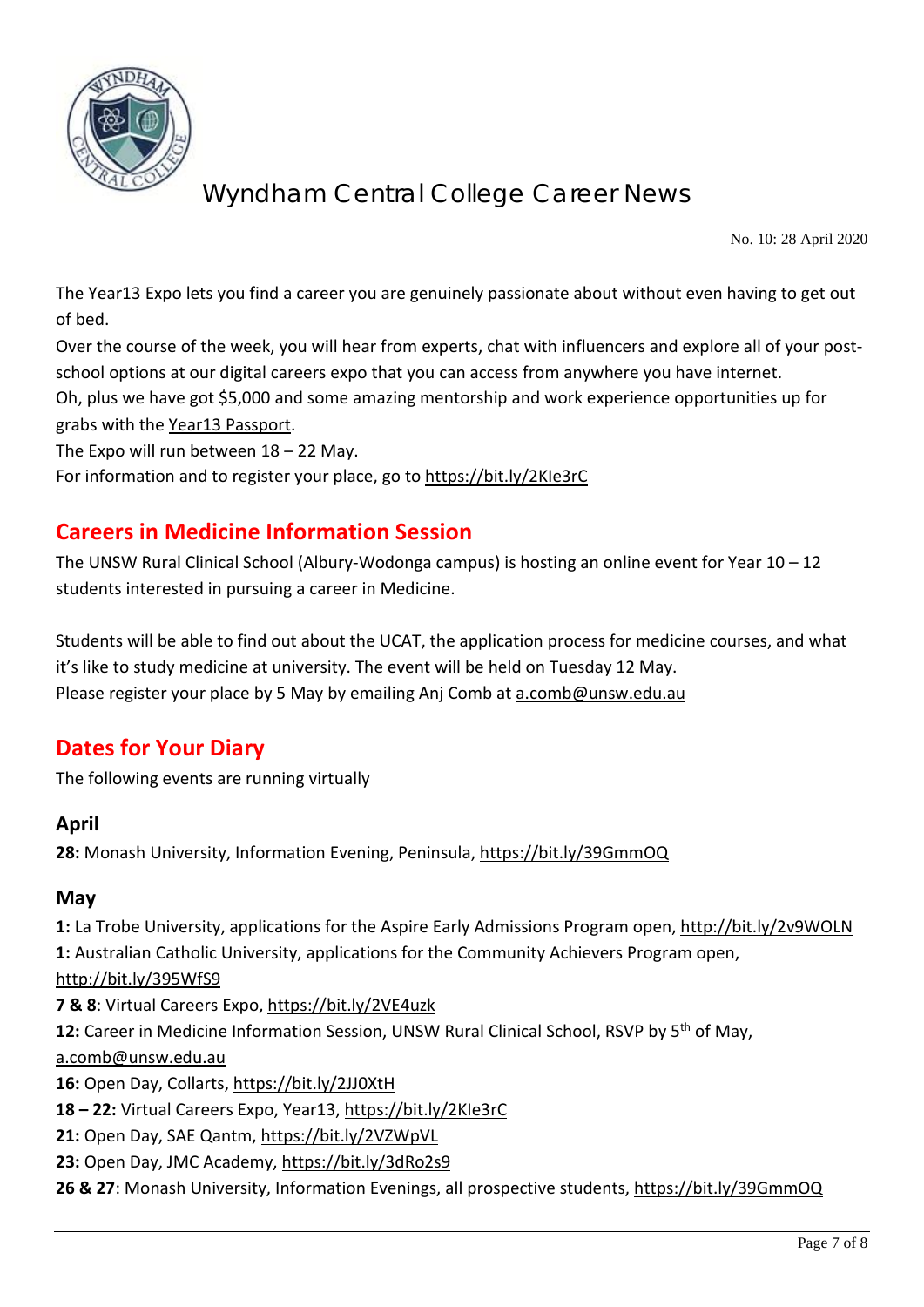The Year13 Expo lets you find a career you are genuinely passionate about without even having to get out of bed.

Over the course of the week, you will hear from experts, chat with influencers and explore all of your post-school options at our digital careers expo that you can access from anywhere you have internet.

Oh, plus we have got $5,000 and some amazing mentorship and work experience opportunities up for grabs with the Year13 Passport.

The Expo will run between 18 – 22 May.

For information and to register your place, go to https://bit.ly/2KIe3rC

## Careers in Medicine Information Session

The UNSW Rural Clinical School (Albury-Wodonga campus) is hosting an online event for Year 10 – 12 students interested in pursuing a career in Medicine.

Students will be able to find out about the UCAT, the application process for medicine courses, and what it's like to study medicine at university. The event will be held on Tuesday 12 May.

Please register your place by 5 May by emailing Anj Comb at a.comb@unsw.edu.au

## Dates for Your Diary

The following events are running virtually

### April

**28:** Monash University, Information Evening, Peninsula, https://bit.ly/39GmmOQ

### May

**1:** La Trobe University, applications for the Aspire Early Admissions Program open, http://bit.ly/2v9WOLN

**1:** Australian Catholic University, applications for the Community Achievers Program open, http://bit.ly/395WfS9

**7 & 8**: Virtual Careers Expo, https://bit.ly/2VE4uzk

**12:** Career in Medicine Information Session, UNSW Rural Clinical School, RSVP by 5th of May, a.comb@unsw.edu.au

**16:** Open Day, Collarts, https://bit.ly/2JJ0XtH

**18 – 22:** Virtual Careers Expo, Year13, https://bit.ly/2KIe3rC

**21:** Open Day, SAE Qantm, https://bit.ly/2VZWpVL

**23:** Open Day, JMC Academy, https://bit.ly/3dRo2s9

**26 & 27**: Monash University, Information Evenings, all prospective students, https://bit.ly/39GmmOQ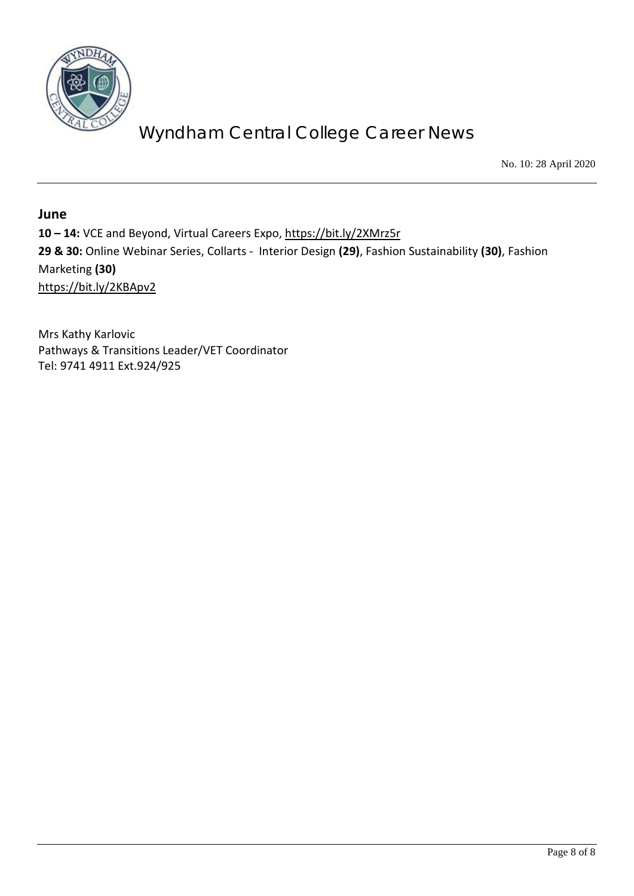## June

**10 – 14:** VCE and Beyond, Virtual Careers Expo, https://bit.ly/2XMrz5r

**29 & 30:** Online Webinar Series, Collarts - Interior Design **(29)**, Fashion Sustainability **(30)**, Fashion Marketing **(30)**
https://bit.ly/2KBApv2

Mrs Kathy Karlovic
Pathways & Transitions Leader/VET Coordinator
Tel: 9741 4911 Ext.924/925